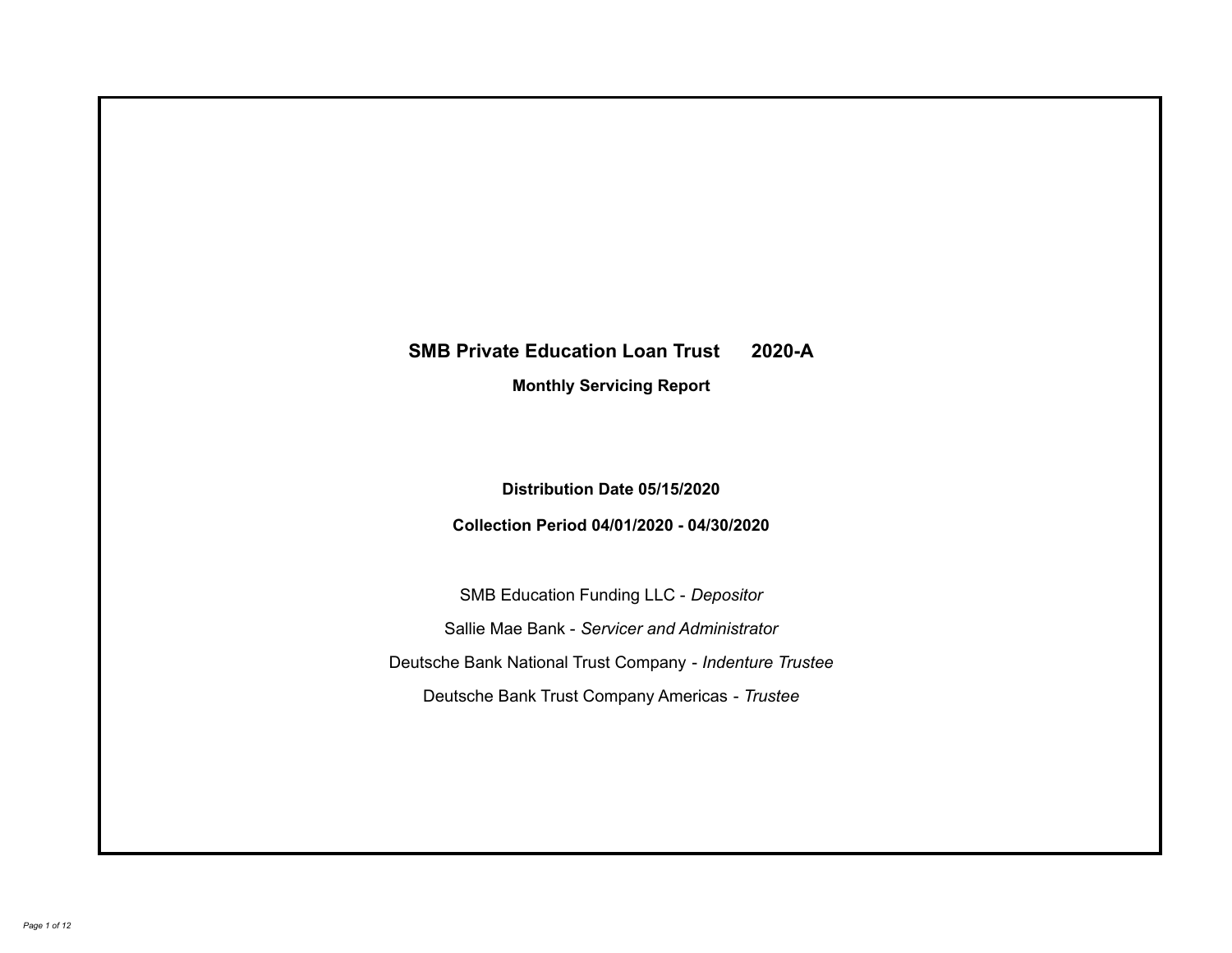# SMB Private Education Loan Trust 2020-A

## Monthly Servicing Report

**Distribution Date 05/15/2020**

**Collection Period 04/01/2020 - 04/30/2020**

SMB Education Funding LLC - *Depositor*

Sallie Mae Bank - *Servicer and Administrator*

Deutsche Bank National Trust Company - *Indenture Trustee*

Deutsche Bank Trust Company Americas - *Trustee*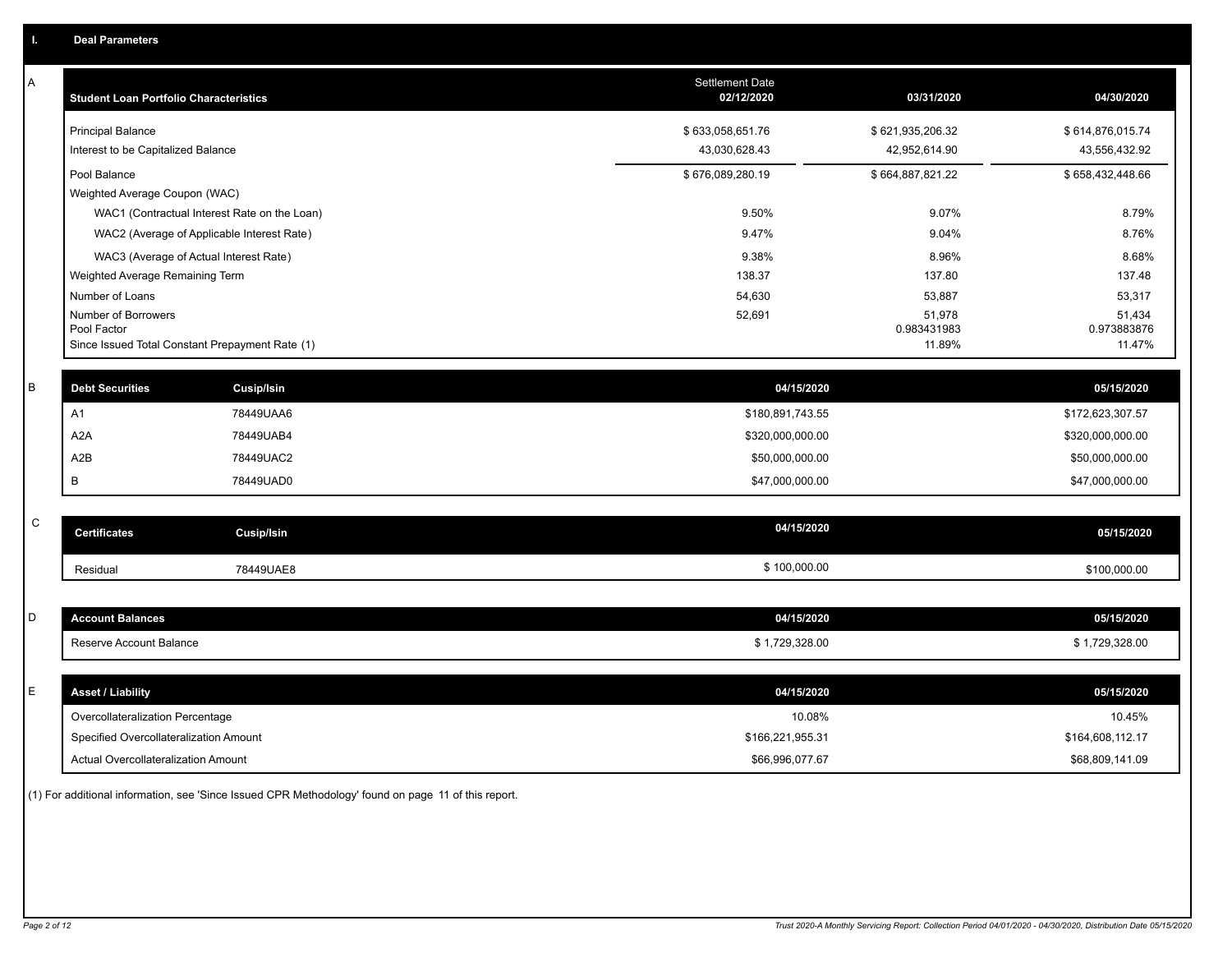## I. Deal Parameters

### A

| Student Loan Portfolio Characteristics | Settlement Date 02/12/2020 | 03/31/2020 | 04/30/2020 |
|---|---|---|---|
| Principal Balance | $ 633,058,651.76 | $ 621,935,206.32 | $ 614,876,015.74 |
| Interest to be Capitalized Balance | 43,030,628.43 | 42,952,614.90 | 43,556,432.92 |
| Pool Balance | $ 676,089,280.19 | $ 664,887,821.22 | $ 658,432,448.66 |
| Weighted Average Coupon (WAC) | | | |
| WAC1 (Contractual Interest Rate on the Loan) | 9.50% | 9.07% | 8.79% |
| WAC2 (Average of Applicable Interest Rate) | 9.47% | 9.04% | 8.76% |
| WAC3 (Average of Actual Interest Rate) | 9.38% | 8.96% | 8.68% |
| Weighted Average Remaining Term | 138.37 | 137.80 | 137.48 |
| Number of Loans | 54,630 | 53,887 | 53,317 |
| Number of Borrowers | 52,691 | 51,978 | 51,434 |
| Pool Factor | | 0.983431983 | 0.973883876 |
| Since Issued Total Constant Prepayment Rate (1) | | 11.89% | 11.47% |

### B

| Debt Securities | Cusip/Isin | 04/15/2020 | 05/15/2020 |
|---|---|---|---|
| A1 | 78449UAA6 | $180,891,743.55 | $172,623,307.57 |
| A2A | 78449UAB4 | $320,000,000.00 | $320,000,000.00 |
| A2B | 78449UAC2 | $50,000,000.00 | $50,000,000.00 |
| B | 78449UAD0 | $47,000,000.00 | $47,000,000.00 |

### C

| Certificates | Cusip/Isin | 04/15/2020 | 05/15/2020 |
|---|---|---|---|
| Residual | 78449UAE8 | $ 100,000.00 | $100,000.00 |

### D

| Account Balances | 04/15/2020 | 05/15/2020 |
|---|---|---|
| Reserve Account Balance | $ 1,729,328.00 | $ 1,729,328.00 |

### E

| Asset / Liability | 04/15/2020 | 05/15/2020 |
|---|---|---|
| Overcollateralization Percentage | 10.08% | 10.45% |
| Specified Overcollateralization Amount | $166,221,955.31 | $164,608,112.17 |
| Actual Overcollateralization Amount | $66,996,077.67 | $68,809,141.09 |

(1) For additional information, see 'Since Issued CPR Methodology' found on page 11 of this report.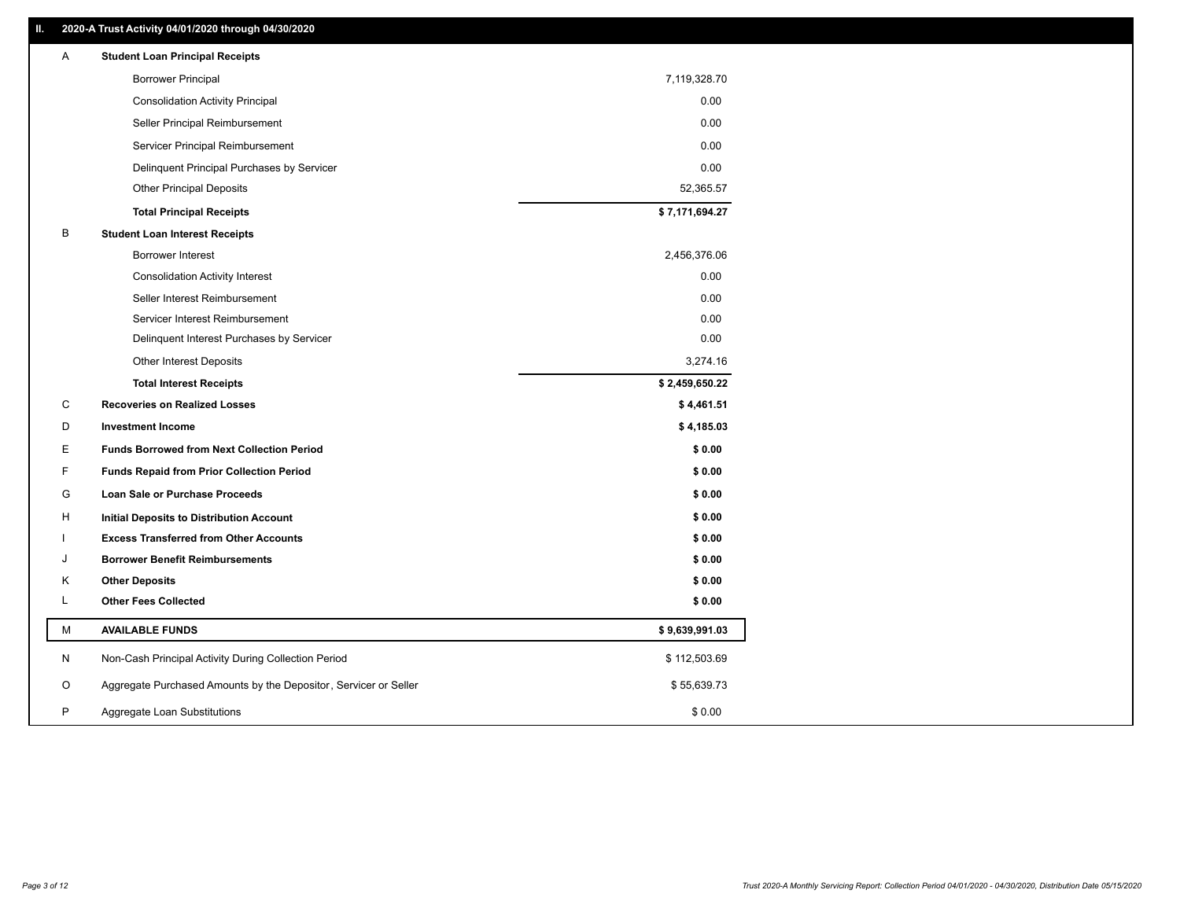## II. 2020-A Trust Activity 04/01/2020 through 04/30/2020

| | | |
|---|---|---|
| A | **Student Loan Principal Receipts** | |
| | Borrower Principal | 7,119,328.70 |
| | Consolidation Activity Principal | 0.00 |
| | Seller Principal Reimbursement | 0.00 |
| | Servicer Principal Reimbursement | 0.00 |
| | Delinquent Principal Purchases by Servicer | 0.00 |
| | Other Principal Deposits | 52,365.57 |
| | **Total Principal Receipts** | **$ 7,171,694.27** |
| B | **Student Loan Interest Receipts** | |
| | Borrower Interest | 2,456,376.06 |
| | Consolidation Activity Interest | 0.00 |
| | Seller Interest Reimbursement | 0.00 |
| | Servicer Interest Reimbursement | 0.00 |
| | Delinquent Interest Purchases by Servicer | 0.00 |
| | Other Interest Deposits | 3,274.16 |
| | **Total Interest Receipts** | **$ 2,459,650.22** |
| C | **Recoveries on Realized Losses** | **$ 4,461.51** |
| D | **Investment Income** | **$ 4,185.03** |
| E | **Funds Borrowed from Next Collection Period** | **$ 0.00** |
| F | **Funds Repaid from Prior Collection Period** | **$ 0.00** |
| G | **Loan Sale or Purchase Proceeds** | **$ 0.00** |
| H | **Initial Deposits to Distribution Account** | **$ 0.00** |
| I | **Excess Transferred from Other Accounts** | **$ 0.00** |
| J | **Borrower Benefit Reimbursements** | **$ 0.00** |
| K | **Other Deposits** | **$ 0.00** |
| L | **Other Fees Collected** | **$ 0.00** |
| M | **AVAILABLE FUNDS** | **$ 9,639,991.03** |
| N | Non-Cash Principal Activity During Collection Period | $ 112,503.69 |
| O | Aggregate Purchased Amounts by the Depositor, Servicer or Seller | $ 55,639.73 |
| P | Aggregate Loan Substitutions | $ 0.00 |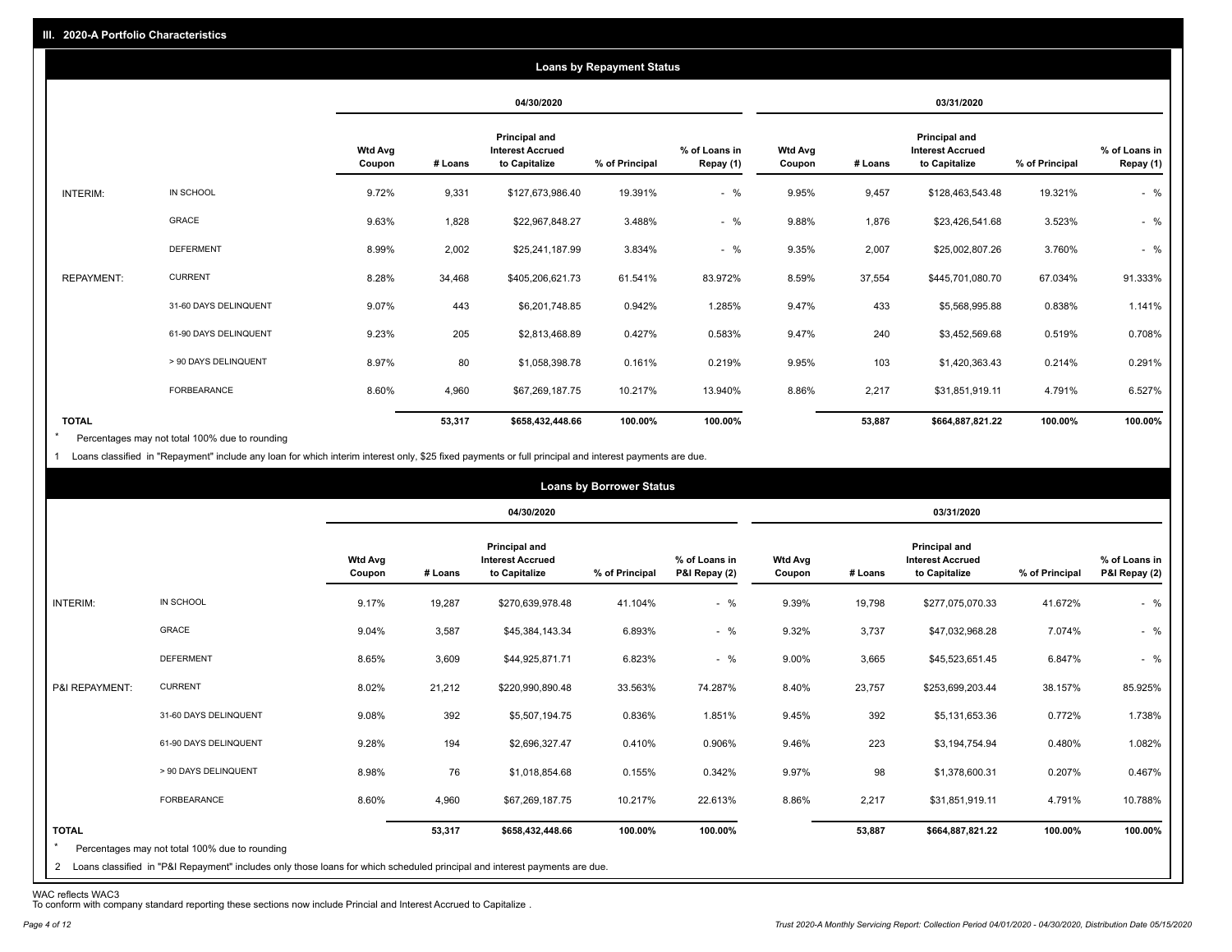## III. 2020-A Portfolio Characteristics

### Loans by Repayment Status

| | | 04/30/2020 | | | | | 03/31/2020 | | | | |
|---|---|---|---|---|---|---|---|---|---|---|---|
| | | Wtd Avg Coupon | # Loans | Principal and Interest Accrued to Capitalize | % of Principal | % of Loans in Repay (1) | Wtd Avg Coupon | # Loans | Principal and Interest Accrued to Capitalize | % of Principal | % of Loans in Repay (1) |
| INTERIM: | IN SCHOOL | 9.72% | 9,331 | $127,673,986.40 | 19.391% | - % | 9.95% | 9,457 | $128,463,543.48 | 19.321% | - % |
| | GRACE | 9.63% | 1,828 | $22,967,848.27 | 3.488% | - % | 9.88% | 1,876 | $23,426,541.68 | 3.523% | - % |
| | DEFERMENT | 8.99% | 2,002 | $25,241,187.99 | 3.834% | - % | 9.35% | 2,007 | $25,002,807.26 | 3.760% | - % |
| REPAYMENT: | CURRENT | 8.28% | 34,468 | $405,206,621.73 | 61.541% | 83.972% | 8.59% | 37,554 | $445,701,080.70 | 67.034% | 91.333% |
| | 31-60 DAYS DELINQUENT | 9.07% | 443 | $6,201,748.85 | 0.942% | 1.285% | 9.47% | 433 | $5,568,995.88 | 0.838% | 1.141% |
| | 61-90 DAYS DELINQUENT | 9.23% | 205 | $2,813,468.89 | 0.427% | 0.583% | 9.47% | 240 | $3,452,569.68 | 0.519% | 0.708% |
| | > 90 DAYS DELINQUENT | 8.97% | 80 | $1,058,398.78 | 0.161% | 0.219% | 9.95% | 103 | $1,420,363.43 | 0.214% | 0.291% |
| | FORBEARANCE | 8.60% | 4,960 | $67,269,187.75 | 10.217% | 13.940% | 8.86% | 2,217 | $31,851,919.11 | 4.791% | 6.527% |
| TOTAL | | | 53,317 | $658,432,448.66 | 100.00% | 100.00% | | 53,887 | $664,887,821.22 | 100.00% | 100.00% |

\* Percentages may not total 100% due to rounding

1 Loans classified in "Repayment" include any loan for which interim interest only, $25 fixed payments or full principal and interest payments are due.

### Loans by Borrower Status

| | | 04/30/2020 | | | | | 03/31/2020 | | | | |
|---|---|---|---|---|---|---|---|---|---|---|---|
| | | Wtd Avg Coupon | # Loans | Principal and Interest Accrued to Capitalize | % of Principal | % of Loans in P&I Repay (2) | Wtd Avg Coupon | # Loans | Principal and Interest Accrued to Capitalize | % of Principal | % of Loans in P&I Repay (2) |
| INTERIM: | IN SCHOOL | 9.17% | 19,287 | $270,639,978.48 | 41.104% | - % | 9.39% | 19,798 | $277,075,070.33 | 41.672% | - % |
| | GRACE | 9.04% | 3,587 | $45,384,143.34 | 6.893% | - % | 9.32% | 3,737 | $47,032,968.28 | 7.074% | - % |
| | DEFERMENT | 8.65% | 3,609 | $44,925,871.71 | 6.823% | - % | 9.00% | 3,665 | $45,523,651.45 | 6.847% | - % |
| P&I REPAYMENT: | CURRENT | 8.02% | 21,212 | $220,990,890.48 | 33.563% | 74.287% | 8.40% | 23,757 | $253,699,203.44 | 38.157% | 85.925% |
| | 31-60 DAYS DELINQUENT | 9.08% | 392 | $5,507,194.75 | 0.836% | 1.851% | 9.45% | 392 | $5,131,653.36 | 0.772% | 1.738% |
| | 61-90 DAYS DELINQUENT | 9.28% | 194 | $2,696,327.47 | 0.410% | 0.906% | 9.46% | 223 | $3,194,754.94 | 0.480% | 1.082% |
| | > 90 DAYS DELINQUENT | 8.98% | 76 | $1,018,854.68 | 0.155% | 0.342% | 9.97% | 98 | $1,378,600.31 | 0.207% | 0.467% |
| | FORBEARANCE | 8.60% | 4,960 | $67,269,187.75 | 10.217% | 22.613% | 8.86% | 2,217 | $31,851,919.11 | 4.791% | 10.788% |
| TOTAL | | | 53,317 | $658,432,448.66 | 100.00% | 100.00% | | 53,887 | $664,887,821.22 | 100.00% | 100.00% |

\* Percentages may not total 100% due to rounding

2 Loans classified in "P&I Repayment" includes only those loans for which scheduled principal and interest payments are due.

WAC reflects WAC3

To conform with company standard reporting these sections now include Princial and Interest Accrued to Capitalize .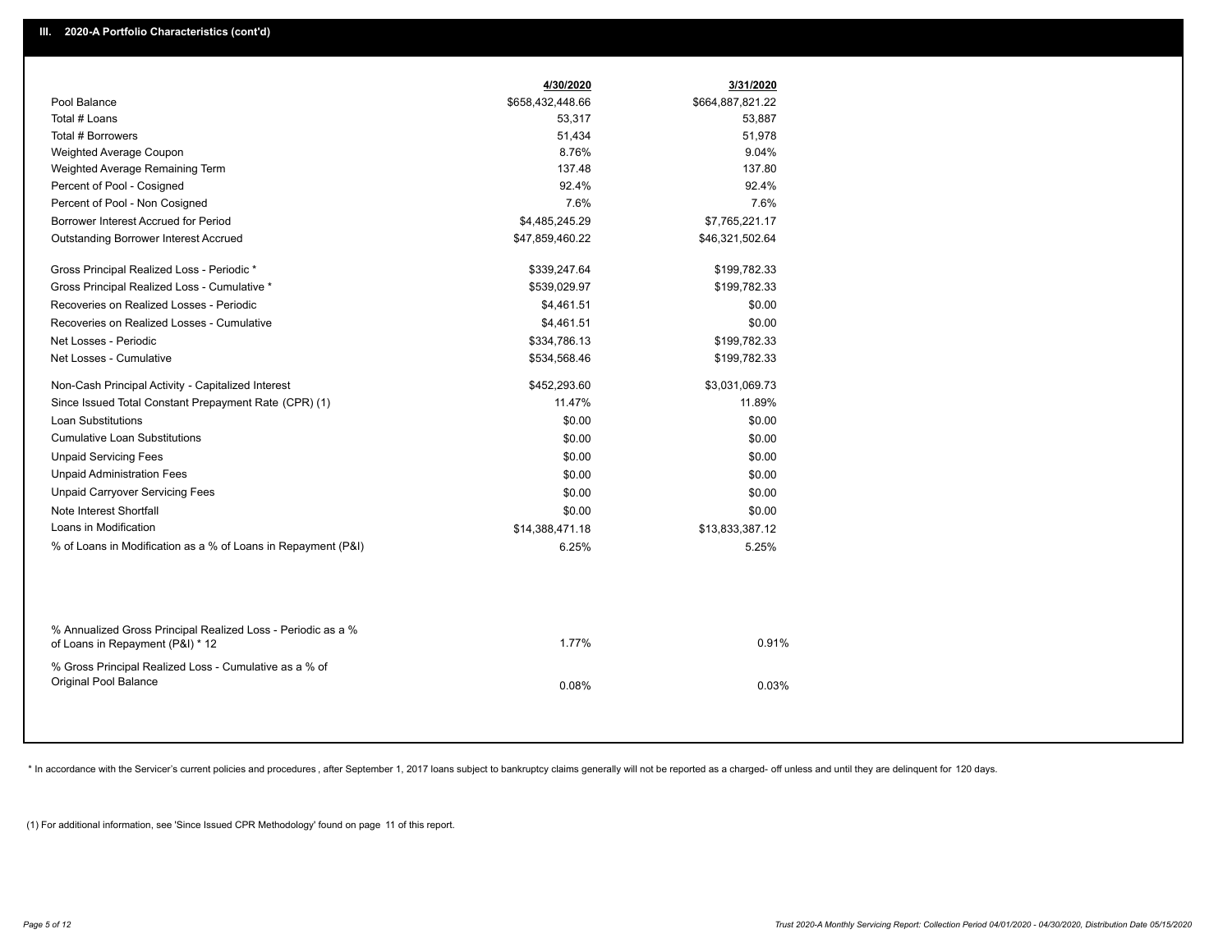## III. 2020-A Portfolio Characteristics (cont'd)

| | 4/30/2020 | 3/31/2020 |
|---|---|---|
| Pool Balance | $658,432,448.66 | $664,887,821.22 |
| Total # Loans | 53,317 | 53,887 |
| Total # Borrowers | 51,434 | 51,978 |
| Weighted Average Coupon | 8.76% | 9.04% |
| Weighted Average Remaining Term | 137.48 | 137.80 |
| Percent of Pool - Cosigned | 92.4% | 92.4% |
| Percent of Pool - Non Cosigned | 7.6% | 7.6% |
| Borrower Interest Accrued for Period | $4,485,245.29 | $7,765,221.17 |
| Outstanding Borrower Interest Accrued | $47,859,460.22 | $46,321,502.64 |
| Gross Principal Realized Loss - Periodic * | $339,247.64 | $199,782.33 |
| Gross Principal Realized Loss - Cumulative * | $539,029.97 | $199,782.33 |
| Recoveries on Realized Losses - Periodic | $4,461.51 | $0.00 |
| Recoveries on Realized Losses - Cumulative | $4,461.51 | $0.00 |
| Net Losses - Periodic | $334,786.13 | $199,782.33 |
| Net Losses - Cumulative | $534,568.46 | $199,782.33 |
| Non-Cash Principal Activity - Capitalized Interest | $452,293.60 | $3,031,069.73 |
| Since Issued Total Constant Prepayment Rate (CPR) (1) | 11.47% | 11.89% |
| Loan Substitutions | $0.00 | $0.00 |
| Cumulative Loan Substitutions | $0.00 | $0.00 |
| Unpaid Servicing Fees | $0.00 | $0.00 |
| Unpaid Administration Fees | $0.00 | $0.00 |
| Unpaid Carryover Servicing Fees | $0.00 | $0.00 |
| Note Interest Shortfall | $0.00 | $0.00 |
| Loans in Modification | $14,388,471.18 | $13,833,387.12 |
| % of Loans in Modification as a % of Loans in Repayment (P&I) | 6.25% | 5.25% |
| % Annualized Gross Principal Realized Loss - Periodic as a % of Loans in Repayment (P&I) * 12 | 1.77% | 0.91% |
| % Gross Principal Realized Loss - Cumulative as a % of Original Pool Balance | 0.08% | 0.03% |

* In accordance with the Servicer's current policies and procedures, after September 1, 2017 loans subject to bankruptcy claims generally will not be reported as a charged- off unless and until they are delinquent for 120 days.

(1) For additional information, see 'Since Issued CPR Methodology' found on page 11 of this report.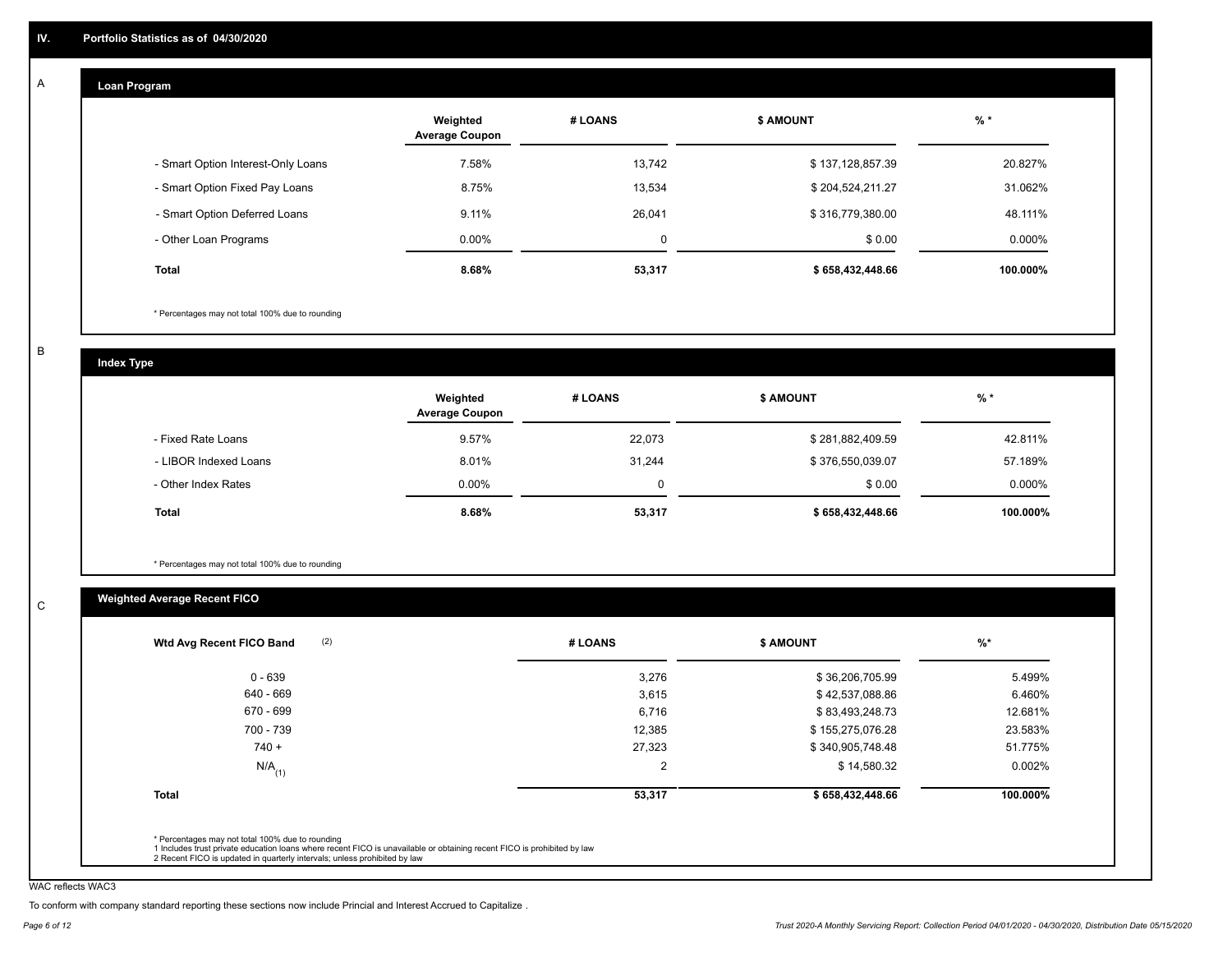## IV. Portfolio Statistics as of 04/30/2020

### A

#### Loan Program

| | Weighted Average Coupon | # LOANS | $ AMOUNT | % * |
|---|---|---|---|---|
| - Smart Option Interest-Only Loans | 7.58% | 13,742 | $ 137,128,857.39 | 20.827% |
| - Smart Option Fixed Pay Loans | 8.75% | 13,534 | $ 204,524,211.27 | 31.062% |
| - Smart Option Deferred Loans | 9.11% | 26,041 | $ 316,779,380.00 | 48.111% |
| - Other Loan Programs | 0.00% | 0 | $ 0.00 | 0.000% |
| **Total** | **8.68%** | **53,317** | **$ 658,432,448.66** | **100.000%** |

* Percentages may not total 100% due to rounding

### B

#### Index Type

| | Weighted Average Coupon | # LOANS | $ AMOUNT | % * |
|---|---|---|---|---|
| - Fixed Rate Loans | 9.57% | 22,073 | $ 281,882,409.59 | 42.811% |
| - LIBOR Indexed Loans | 8.01% | 31,244 | $ 376,550,039.07 | 57.189% |
| - Other Index Rates | 0.00% | 0 | $ 0.00 | 0.000% |
| **Total** | **8.68%** | **53,317** | **$ 658,432,448.66** | **100.000%** |

* Percentages may not total 100% due to rounding

### C

#### Weighted Average Recent FICO

| Wtd Avg Recent FICO Band (2) | # LOANS | $ AMOUNT | %* |
|---|---|---|---|
| 0 - 639 | 3,276 | $ 36,206,705.99 | 5.499% |
| 640 - 669 | 3,615 | $ 42,537,088.86 | 6.460% |
| 670 - 699 | 6,716 | $ 83,493,248.73 | 12.681% |
| 700 - 739 | 12,385 | $ 155,275,076.28 | 23.583% |
| 740 + | 27,323 | $ 340,905,748.48 | 51.775% |
| N/A (1) | 2 | $ 14,580.32 | 0.002% |
| **Total** | **53,317** | **$ 658,432,448.66** | **100.000%** |

* Percentages may not total 100% due to rounding
1 Includes trust private education loans where recent FICO is unavailable or obtaining recent FICO is prohibited by law
2 Recent FICO is updated in quarterly intervals; unless prohibited by law

WAC reflects WAC3

To conform with company standard reporting these sections now include Princial and Interest Accrued to Capitalize .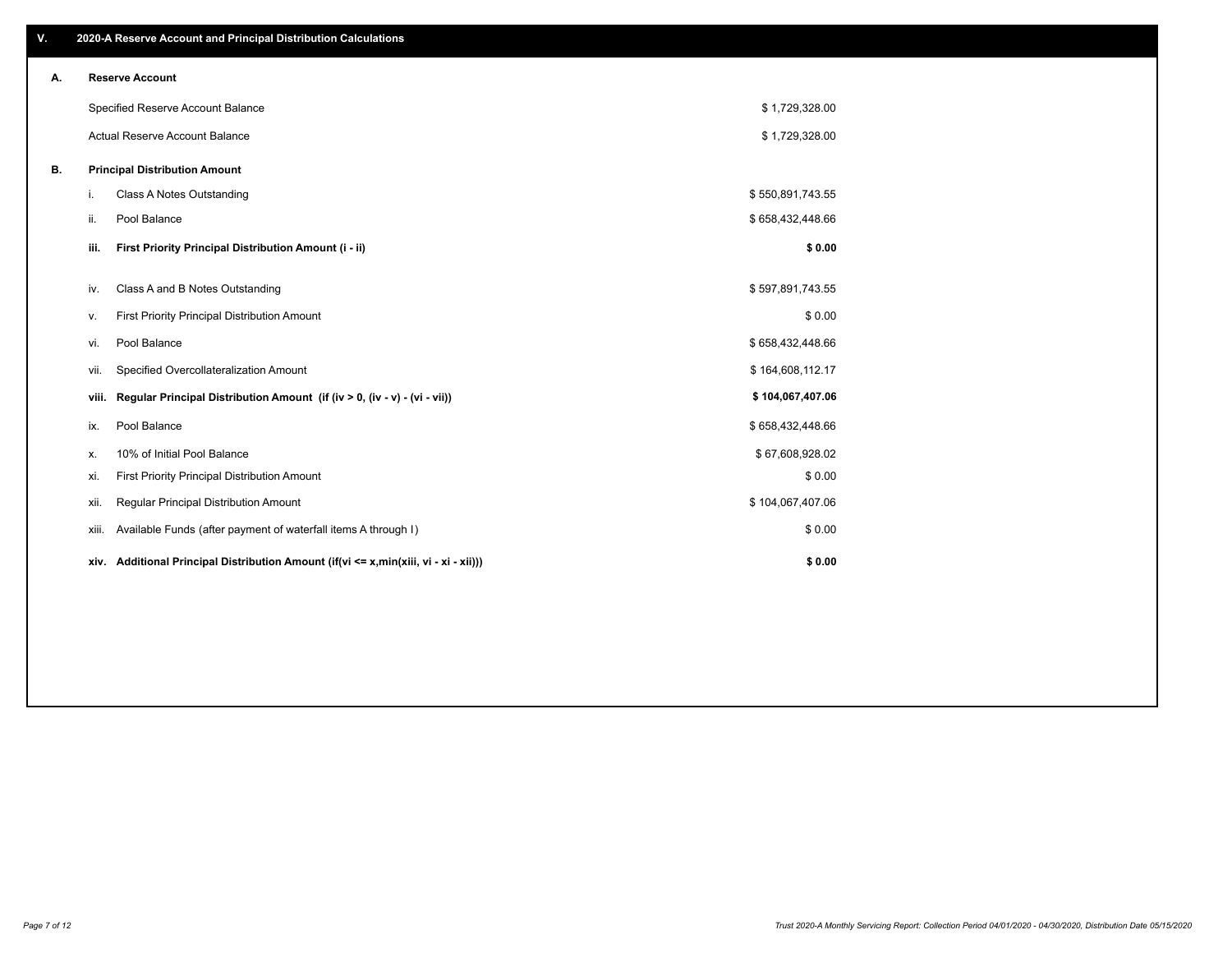## V. 2020-A Reserve Account and Principal Distribution Calculations

### A. Reserve Account

| | |
|---|---|
| Specified Reserve Account Balance | $ 1,729,328.00 |
| Actual Reserve Account Balance | $ 1,729,328.00 |

### B. Principal Distribution Amount

| | | |
|---|---|---|
| i. | Class A Notes Outstanding | $ 550,891,743.55 |
| ii. | Pool Balance | $ 658,432,448.66 |
| **iii.** | **First Priority Principal Distribution Amount (i - ii)** | **$ 0.00** |
| iv. | Class A and B Notes Outstanding | $ 597,891,743.55 |
| v. | First Priority Principal Distribution Amount | $ 0.00 |
| vi. | Pool Balance | $ 658,432,448.66 |
| vii. | Specified Overcollateralization Amount | $ 164,608,112.17 |
| **viii.** | **Regular Principal Distribution Amount (if (iv > 0, (iv - v) - (vi - vii))** | **$ 104,067,407.06** |
| ix. | Pool Balance | $ 658,432,448.66 |
| x. | 10% of Initial Pool Balance | $ 67,608,928.02 |
| xi. | First Priority Principal Distribution Amount | $ 0.00 |
| xii. | Regular Principal Distribution Amount | $ 104,067,407.06 |
| xiii. | Available Funds (after payment of waterfall items A through I) | $ 0.00 |
| **xiv.** | **Additional Principal Distribution Amount (if(vi <= x,min(xiii, vi - xi - xii)))** | **$ 0.00** |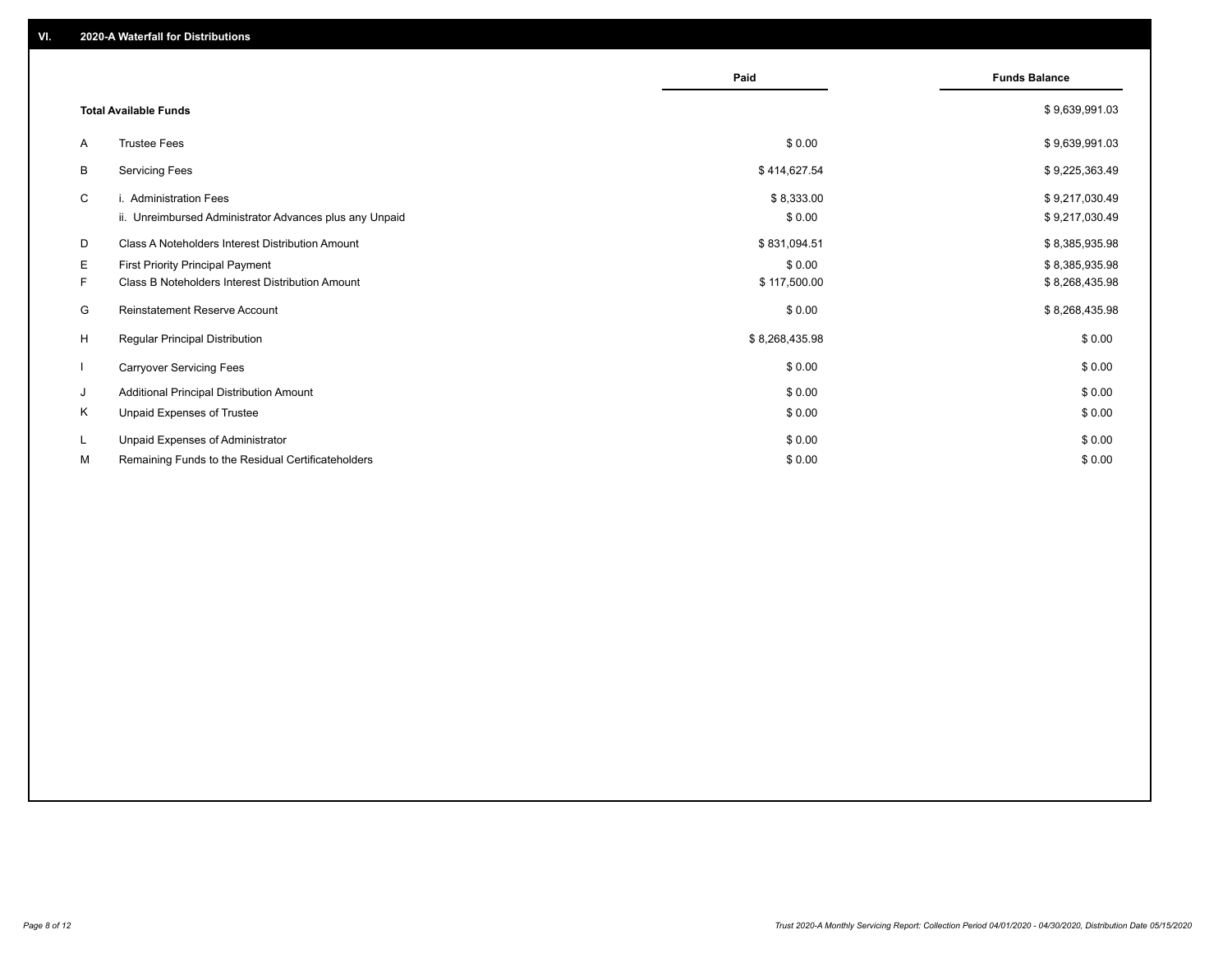## VI. 2020-A Waterfall for Distributions

| | | Paid | Funds Balance |
|---|---|---|---|
| | **Total Available Funds** | | $ 9,639,991.03 |
| A | Trustee Fees | $ 0.00 | $ 9,639,991.03 |
| B | Servicing Fees | $ 414,627.54 | $ 9,225,363.49 |
| C | i. Administration Fees | $ 8,333.00 | $ 9,217,030.49 |
| | ii. Unreimbursed Administrator Advances plus any Unpaid | $ 0.00 | $ 9,217,030.49 |
| D | Class A Noteholders Interest Distribution Amount | $ 831,094.51 | $ 8,385,935.98 |
| E | First Priority Principal Payment | $ 0.00 | $ 8,385,935.98 |
| F | Class B Noteholders Interest Distribution Amount | $ 117,500.00 | $ 8,268,435.98 |
| G | Reinstatement Reserve Account | $ 0.00 | $ 8,268,435.98 |
| H | Regular Principal Distribution | $ 8,268,435.98 | $ 0.00 |
| I | Carryover Servicing Fees | $ 0.00 | $ 0.00 |
| J | Additional Principal Distribution Amount | $ 0.00 | $ 0.00 |
| K | Unpaid Expenses of Trustee | $ 0.00 | $ 0.00 |
| L | Unpaid Expenses of Administrator | $ 0.00 | $ 0.00 |
| M | Remaining Funds to the Residual Certificateholders | $ 0.00 | $ 0.00 |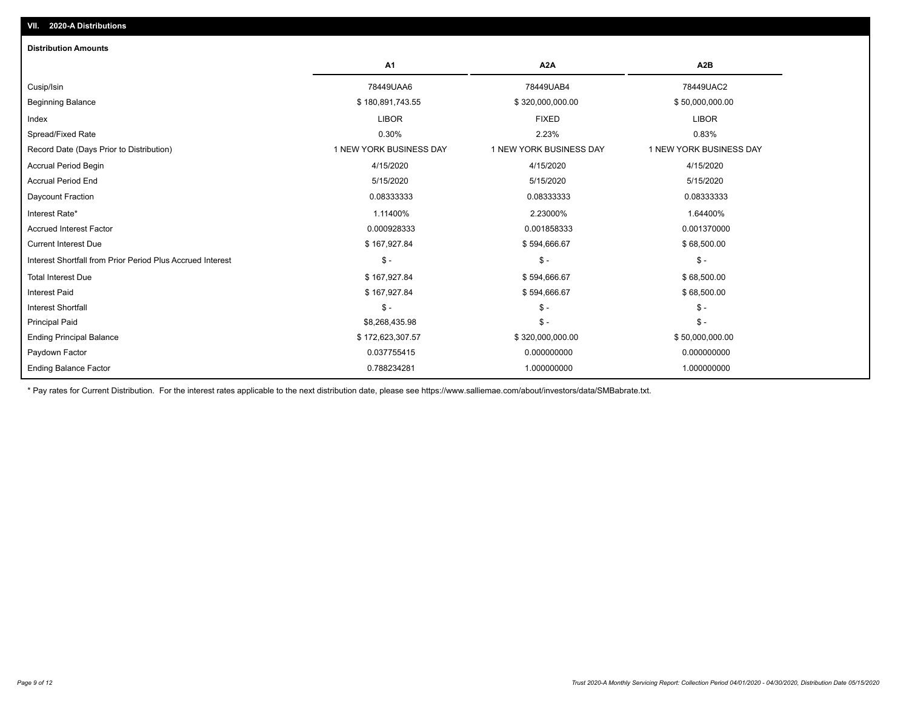## VII. 2020-A Distributions

### Distribution Amounts

| | A1 | A2A | A2B |
|---|---|---|---|
| Cusip/Isin | 78449UAA6 | 78449UAB4 | 78449UAC2 |
| Beginning Balance | $ 180,891,743.55 | $ 320,000,000.00 | $ 50,000,000.00 |
| Index | LIBOR | FIXED | LIBOR |
| Spread/Fixed Rate | 0.30% | 2.23% | 0.83% |
| Record Date (Days Prior to Distribution) | 1 NEW YORK BUSINESS DAY | 1 NEW YORK BUSINESS DAY | 1 NEW YORK BUSINESS DAY |
| Accrual Period Begin | 4/15/2020 | 4/15/2020 | 4/15/2020 |
| Accrual Period End | 5/15/2020 | 5/15/2020 | 5/15/2020 |
| Daycount Fraction | 0.08333333 | 0.08333333 | 0.08333333 |
| Interest Rate* | 1.11400% | 2.23000% | 1.64400% |
| Accrued Interest Factor | 0.000928333 | 0.001858333 | 0.001370000 |
| Current Interest Due | $ 167,927.84 | $ 594,666.67 | $ 68,500.00 |
| Interest Shortfall from Prior Period Plus Accrued Interest | $ - | $ - | $ - |
| Total Interest Due | $ 167,927.84 | $ 594,666.67 | $ 68,500.00 |
| Interest Paid | $ 167,927.84 | $ 594,666.67 | $ 68,500.00 |
| Interest Shortfall | $ - | $ - | $ - |
| Principal Paid | $8,268,435.98 | $ - | $ - |
| Ending Principal Balance | $ 172,623,307.57 | $ 320,000,000.00 | $ 50,000,000.00 |
| Paydown Factor | 0.037755415 | 0.000000000 | 0.000000000 |
| Ending Balance Factor | 0.788234281 | 1.000000000 | 1.000000000 |

* Pay rates for Current Distribution. For the interest rates applicable to the next distribution date, please see https://www.salliemae.com/about/investors/data/SMBabrate.txt.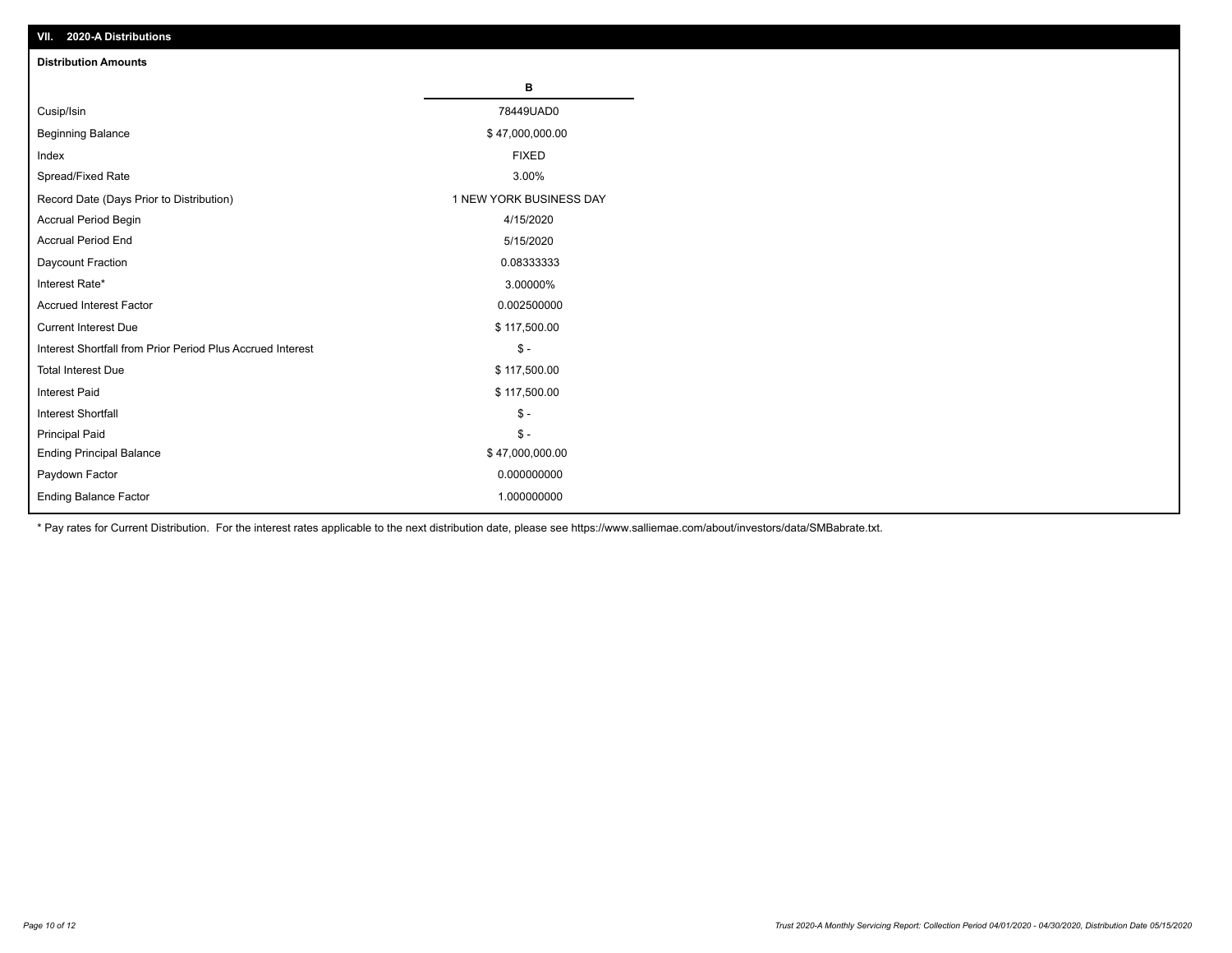## VII. 2020-A Distributions

### Distribution Amounts

| | B |
|---|---|
| Cusip/Isin | 78449UAD0 |
| Beginning Balance | $ 47,000,000.00 |
| Index | FIXED |
| Spread/Fixed Rate | 3.00% |
| Record Date (Days Prior to Distribution) | 1 NEW YORK BUSINESS DAY |
| Accrual Period Begin | 4/15/2020 |
| Accrual Period End | 5/15/2020 |
| Daycount Fraction | 0.08333333 |
| Interest Rate* | 3.00000% |
| Accrued Interest Factor | 0.002500000 |
| Current Interest Due | $ 117,500.00 |
| Interest Shortfall from Prior Period Plus Accrued Interest | $ - |
| Total Interest Due | $ 117,500.00 |
| Interest Paid | $ 117,500.00 |
| Interest Shortfall | $ - |
| Principal Paid | $ - |
| Ending Principal Balance | $ 47,000,000.00 |
| Paydown Factor | 0.000000000 |
| Ending Balance Factor | 1.000000000 |

* Pay rates for Current Distribution. For the interest rates applicable to the next distribution date, please see https://www.salliemae.com/about/investors/data/SMBabrate.txt.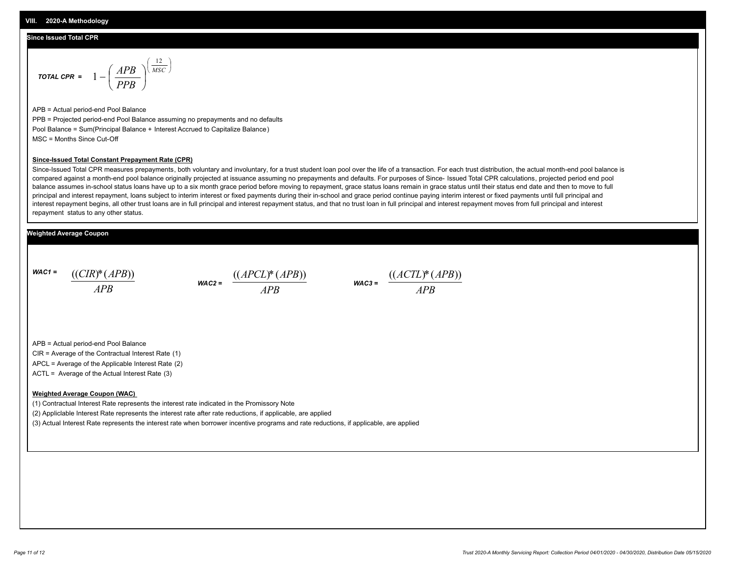## VIII. 2020-A Methodology

### Since Issued Total CPR

$$\textit{TOTAL CPR} = 1 - \left(\frac{APB}{PPB}\right)^{\left(\frac{12}{MSC}\right)}$$

APB = Actual period-end Pool Balance

PPB = Projected period-end Pool Balance assuming no prepayments and no defaults

Pool Balance = Sum(Principal Balance + Interest Accrued to Capitalize Balance)

MSC = Months Since Cut-Off

**Since-Issued Total Constant Prepayment Rate (CPR)**

Since-Issued Total CPR measures prepayments, both voluntary and involuntary, for a trust student loan pool over the life of a transaction. For each trust distribution, the actual month-end pool balance is compared against a month-end pool balance originally projected at issuance assuming no prepayments and defaults. For purposes of Since- Issued Total CPR calculations, projected period end pool balance assumes in-school status loans have up to a six month grace period before moving to repayment, grace status loans remain in grace status until their status end date and then to move to full principal and interest repayment, loans subject to interim interest or fixed payments during their in-school and grace period continue paying interim interest or fixed payments until full principal and interest repayment begins, all other trust loans are in full principal and interest repayment status, and that no trust loan in full principal and interest repayment moves from full principal and interest repayment status to any other status.

### Weighted Average Coupon

$$\textit{WAC1} = \frac{((CIR)*(APB))}{APB} \qquad \textit{WAC2} = \frac{((APCL)*(APB))}{APB} \qquad \textit{WAC3} = \frac{((ACTL)*(APB))}{APB}$$

APB = Actual period-end Pool Balance

CIR = Average of the Contractual Interest Rate (1)

APCL = Average of the Applicable Interest Rate (2)

ACTL = Average of the Actual Interest Rate (3)

**Weighted Average Coupon (WAC)**

(1) Contractual Interest Rate represents the interest rate indicated in the Promissory Note

(2) Appliclable Interest Rate represents the interest rate after rate reductions, if applicable, are applied

(3) Actual Interest Rate represents the interest rate when borrower incentive programs and rate reductions, if applicable, are applied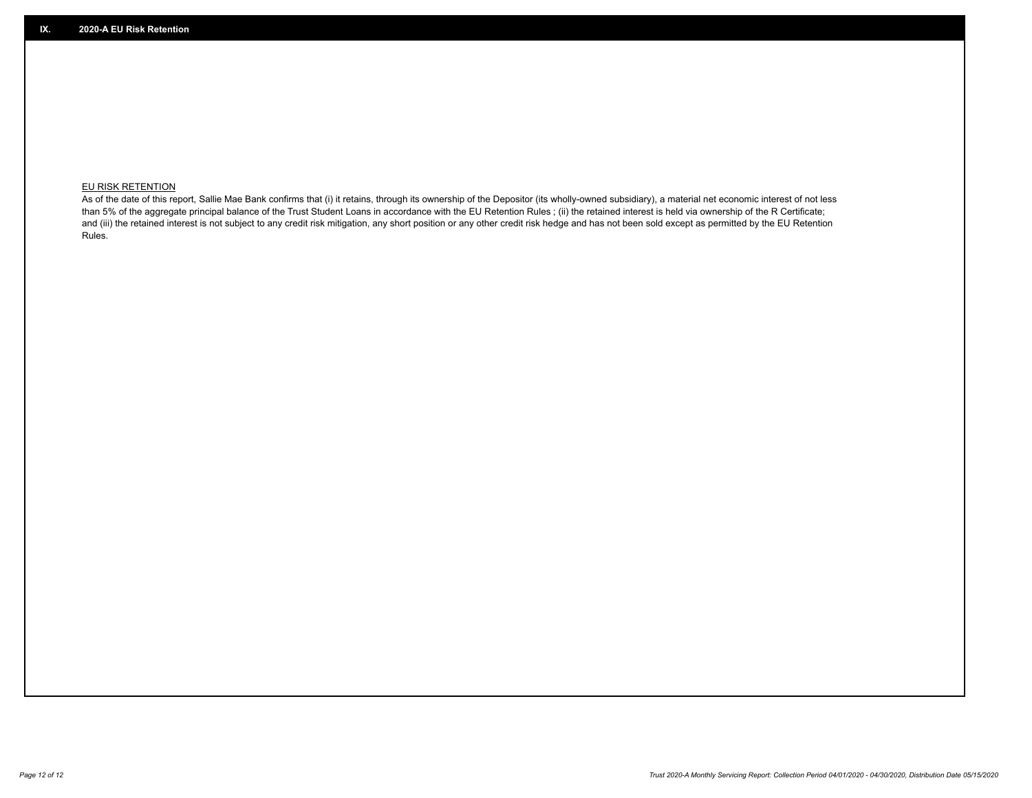## IX. 2020-A EU Risk Retention

EU RISK RETENTION

As of the date of this report, Sallie Mae Bank confirms that (i) it retains, through its ownership of the Depositor (its wholly-owned subsidiary), a material net economic interest of not less than 5% of the aggregate principal balance of the Trust Student Loans in accordance with the EU Retention Rules ; (ii) the retained interest is held via ownership of the R Certificate; and (iii) the retained interest is not subject to any credit risk mitigation, any short position or any other credit risk hedge and has not been sold except as permitted by the EU Retention Rules.